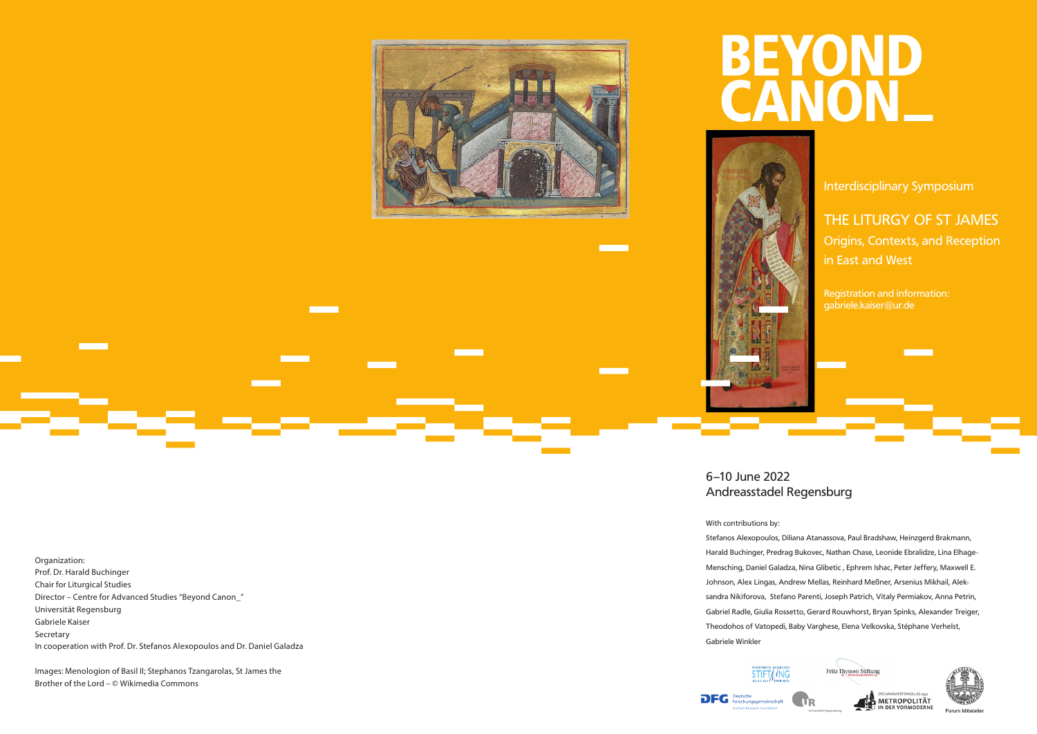# BEYOND CANON_

Interdisciplinary Symposium

## THE LITURGY OF ST JAMES

Origins, Contexts, and Reception in East and West

Registration and information:
gabriele.kaiser@ur.de

6–10 June 2022
Andreasstadel Regensburg

With contributions by:

Stefanos Alexopoulos, Diliana Atanassova, Paul Bradshaw, Heinzgerd Brakmann, Harald Buchinger, Predrag Bukovec, Nathan Chase, Leonide Ebralidze, Lina Elhage-Mensching, Daniel Galadza, Nina Glibetic , Ephrem Ishac, Peter Jeffery, Maxwell E. Johnson, Alex Lingas, Andrew Mellas, Reinhard Meßner, Arsenius Mikhail, Aleksandra Nikiforova, Stefano Parenti, Joseph Patrich, Vitaly Permiakov, Anna Petrin, Gabriel Radle, Giulia Rossetto, Gerard Rouwhorst, Bryan Spinks, Alexander Treiger, Theodohos of Vatopedi, Baby Varghese, Elena Velkovska, Stéphane Verhelst, Gabriele Winkler

Organization:
Prof. Dr. Harald Buchinger
Chair for Liturgical Studies
Director – Centre for Advanced Studies "Beyond Canon_"
Universität Regensburg
Gabriele Kaiser
Secretary
In cooperation with Prof. Dr. Stefanos Alexopoulos and Dr. Daniel Galadza

Images: Menologion of Basil II; Stephanos Tzangarolas, St James the Brother of the Lord – © Wikimedia Commons

Fritz Thyssen Stiftung

DFG Deutsche Forschungsgemeinschaft

Universität Regensburg

DFG-Graduiertenkolleg 2337 Metropolität in der Vormoderne

Forum Mittelalter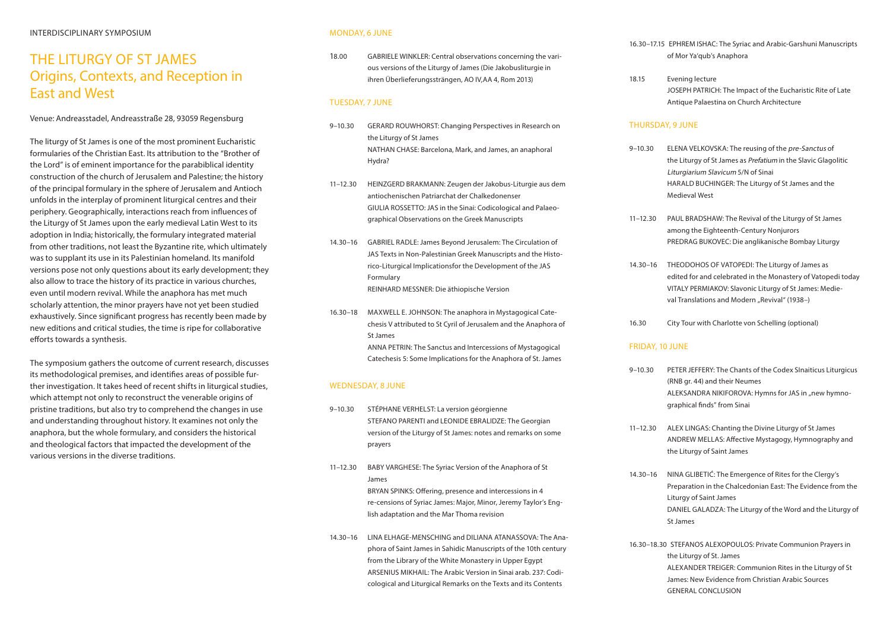INTERDISCIPLINARY SYMPOSIUM

# THE LITURGY OF ST JAMES
## Origins, Contexts, and Reception in East and West

Venue: Andreasstadel, Andreasstraße 28, 93059 Regensburg

The liturgy of St James is one of the most prominent Eucharistic formularies of the Christian East. Its attribution to the "Brother of the Lord" is of eminent importance for the parabiblical identity construction of the church of Jerusalem and Palestine; the history of the principal formulary in the sphere of Jerusalem and Antioch unfolds in the interplay of prominent liturgical centres and their periphery. Geographically, interactions reach from influences of the Liturgy of St James upon the early medieval Latin West to its adoption in India; historically, the formulary integrated material from other traditions, not least the Byzantine rite, which ultimately was to supplant its use in its Palestinian homeland. Its manifold versions pose not only questions about its early development; they also allow to trace the history of its practice in various churches, even until modern revival. While the anaphora has met much scholarly attention, the minor prayers have not yet been studied exhaustively. Since significant progress has recently been made by new editions and critical studies, the time is ripe for collaborative efforts towards a synthesis.

The symposium gathers the outcome of current research, discusses its methodological premises, and identifies areas of possible further investigation. It takes heed of recent shifts in liturgical studies, which attempt not only to reconstruct the venerable origins of pristine traditions, but also try to comprehend the changes in use and understanding throughout history. It examines not only the anaphora, but the whole formulary, and considers the historical and theological factors that impacted the development of the various versions in the diverse traditions.

### MONDAY, 6 JUNE

18.00 GABRIELE WINKLER: Central observations concerning the various versions of the Liturgy of James (Die Jakobusliturgie in ihren Überlieferungssträngen, AO IV,AA 4, Rom 2013)

### TUESDAY, 7 JUNE

9–10.30 GERARD ROUWHORST: Changing Perspectives in Research on the Liturgy of St James
NATHAN CHASE: Barcelona, Mark, and James, an anaphoral Hydra?

11–12.30 HEINZGERD BRAKMANN: Zeugen der Jakobus-Liturgie aus dem antiochenischen Patriarchat der Chalkedonenser
GIULIA ROSSETTO: JAS in the Sinai: Codicological and Palaeographical Observations on the Greek Manuscripts

14.30–16 GABRIEL RADLE: James Beyond Jerusalem: The Circulation of JAS Texts in Non-Palestinian Greek Manuscripts and the Historico-Liturgical Implicationsfor the Development of the JAS Formulary
REINHARD MESSNER: Die äthiopische Version

16.30–18 MAXWELL E. JOHNSON: The anaphora in Mystagogical Catechesis V attributed to St Cyril of Jerusalem and the Anaphora of St James
ANNA PETRIN: The Sanctus and Intercessions of Mystagogical Catechesis 5: Some Implications for the Anaphora of St. James

### WEDNESDAY, 8 JUNE

9–10.30 STÉPHANE VERHELST: La version géorgienne
STEFANO PARENTI and LEONIDE EBRALIDZE: The Georgian version of the Liturgy of St James: notes and remarks on some prayers

11–12.30 BABY VARGHESE: The Syriac Version of the Anaphora of St James
BRYAN SPINKS: Offering, presence and intercessions in 4 re-censions of Syriac James: Major, Minor, Jeremy Taylor's English adaptation and the Mar Thoma revision

14.30–16 LINA ELHAGE-MENSCHING and DILIANA ATANASSOVA: The Anaphora of Saint James in Sahidic Manuscripts of the 10th century from the Library of the White Monastery in Upper Egypt
ARSENIUS MIKHAIL: The Arabic Version in Sinai arab. 237: Codicological and Liturgical Remarks on the Texts and its Contents

16.30–17.15 EPHREM ISHAC: The Syriac and Arabic-Garshuni Manuscripts of Mor Ya'qub's Anaphora

18.15 Evening lecture
JOSEPH PATRICH: The Impact of the Eucharistic Rite of Late Antique Palaestina on Church Architecture

### THURSDAY, 9 JUNE

9–10.30 ELENA VELKOVSKA: The reusing of the *pre-Sanctus* of the Liturgy of St James as *Prefatium* in the Slavic Glagolitic *Liturgiarium Slavicum* 5/N of Sinai
HARALD BUCHINGER: The Liturgy of St James and the Medieval West

11–12.30 PAUL BRADSHAW: The Revival of the Liturgy of St James among the Eighteenth-Century Nonjurors
PREDRAG BUKOVEC: Die anglikanische Bombay Liturgy

14.30–16 THEODOHOS OF VATOPEDI: The Liturgy of James as edited for and celebrated in the Monastery of Vatopedi today
VITALY PERMIAKOV: Slavonic Liturgy of St James: Medieval Translations and Modern „Revival" (1938–)

16.30 City Tour with Charlotte von Schelling (optional)

### FRIDAY, 10 JUNE

9–10.30 PETER JEFFERY: The Chants of the Codex SInaiticus Liturgicus (RNB gr. 44) and their Neumes
ALEKSANDRA NIKIFOROVA: Hymns for JAS in „new hymnographical finds" from Sinai

11–12.30 ALEX LINGAS: Chanting the Divine Liturgy of St James
ANDREW MELLAS: Affective Mystagogy, Hymnography and the Liturgy of Saint James

14.30–16 NINA GLIBETIĆ: The Emergence of Rites for the Clergy's Preparation in the Chalcedonian East: The Evidence from the Liturgy of Saint James
DANIEL GALADZA: The Liturgy of the Word and the Liturgy of St James

16.30–18.30 STEFANOS ALEXOPOULOS: Private Communion Prayers in the Liturgy of St. James
ALEXANDER TREIGER: Communion Rites in the Liturgy of St James: New Evidence from Christian Arabic Sources
GENERAL CONCLUSION